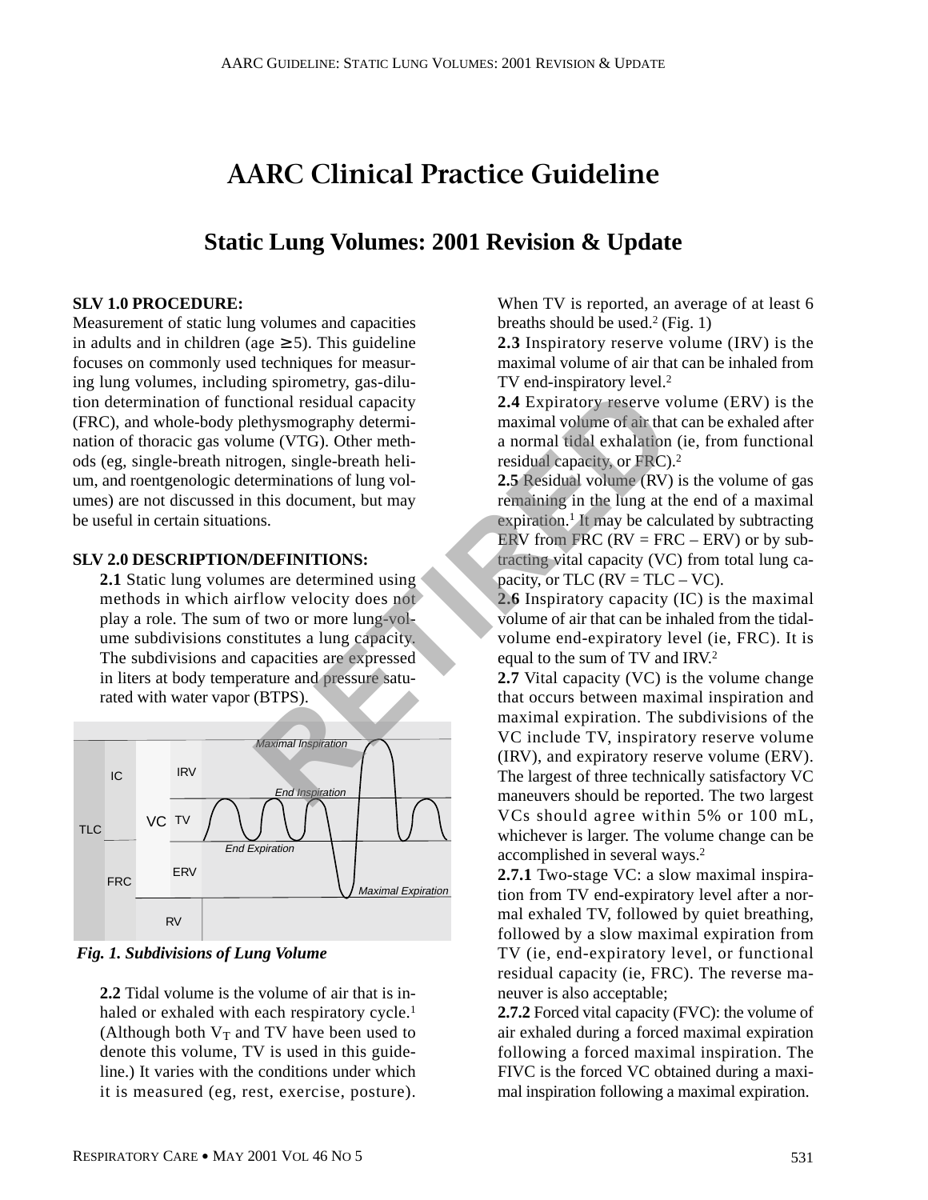# AARC Clinical Practice Guideline

## Static Lung Volumes: 2001 Revision & Update

**SLV 1.0 PROCEDURE:**

Measurement of static lung volumes and capacities in adults and in children (age ≥ 5). This guideline focuses on commonly used techniques for measuring lung volumes, including spirometry, gas-dilution determination of functional residual capacity (FRC), and whole-body plethysmography determination of thoracic gas volume (VTG). Other methods (eg, single-breath nitrogen, single-breath helium, and roentgenologic determinations of lung volumes) are not discussed in this document, but may be useful in certain situations.

**SLV 2.0 DESCRIPTION/DEFINITIONS:**

**2.1** Static lung volumes are determined using methods in which airflow velocity does not play a role. The sum of two or more lung-volume subdivisions constitutes a lung capacity. The subdivisions and capacities are expressed in liters at body temperature and pressure saturated with water vapor (BTPS).

*Fig. 1. Subdivisions of Lung Volume*

**2.2** Tidal volume is the volume of air that is inhaled or exhaled with each respiratory cycle.[1] (Although both $V_T$ and TV have been used to denote this volume, TV is used in this guideline.) It varies with the conditions under which it is measured (eg, rest, exercise, posture). When TV is reported, an average of at least 6 breaths should be used.[2] (Fig. 1)

**2.3** Inspiratory reserve volume (IRV) is the maximal volume of air that can be inhaled from TV end-inspiratory level.[2]

**2.4** Expiratory reserve volume (ERV) is the maximal volume of air that can be exhaled after a normal tidal exhalation (ie, from functional residual capacity, or FRC).[2]

**2.5** Residual volume (RV) is the volume of gas remaining in the lung at the end of a maximal expiration.[1] It may be calculated by subtracting ERV from FRC (RV = FRC – ERV) or by subtracting vital capacity (VC) from total lung capacity, or TLC (RV = TLC – VC).

**2.6** Inspiratory capacity (IC) is the maximal volume of air that can be inhaled from the tidal-volume end-expiratory level (ie, FRC). It is equal to the sum of TV and IRV.[2]

**2.7** Vital capacity (VC) is the volume change that occurs between maximal inspiration and maximal expiration. The subdivisions of the VC include TV, inspiratory reserve volume (IRV), and expiratory reserve volume (ERV). The largest of three technically satisfactory VC maneuvers should be reported. The two largest VCs should agree within 5% or 100 mL, whichever is larger. The volume change can be accomplished in several ways.[2]

**2.7.1** Two-stage VC: a slow maximal inspiration from TV end-expiratory level after a normal exhaled TV, followed by quiet breathing, followed by a slow maximal expiration from TV (ie, end-expiratory level, or functional residual capacity (ie, FRC). The reverse maneuver is also acceptable;

**2.7.2** Forced vital capacity (FVC): the volume of air exhaled during a forced maximal expiration following a forced maximal inspiration. The FIVC is the forced VC obtained during a maximal inspiration following a maximal expiration.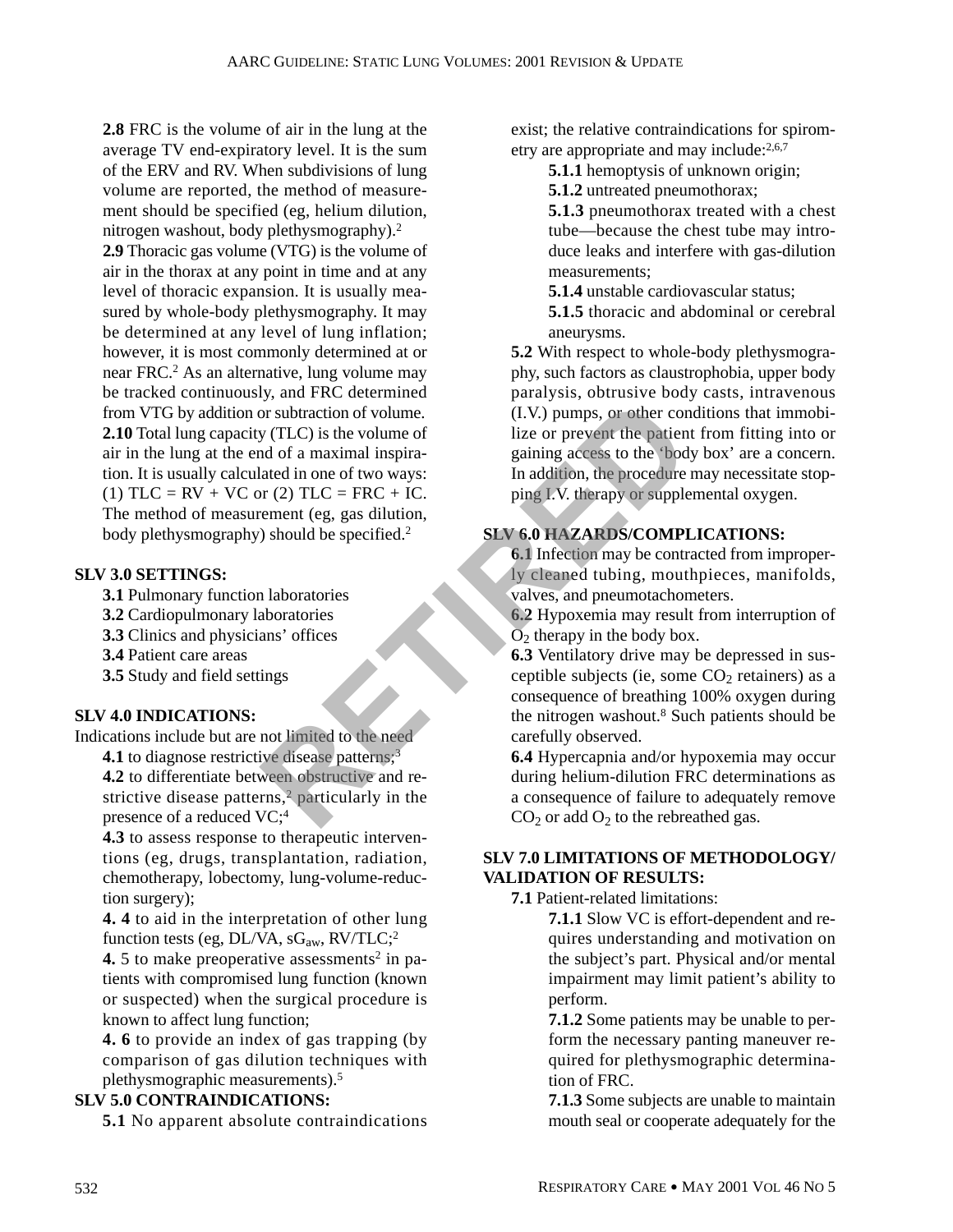**2.8** FRC is the volume of air in the lung at the average TV end-expiratory level. It is the sum of the ERV and RV. When subdivisions of lung volume are reported, the method of measurement should be specified (eg, helium dilution, nitrogen washout, body plethysmography).[2]

**2.9** Thoracic gas volume (VTG) is the volume of air in the thorax at any point in time and at any level of thoracic expansion. It is usually measured by whole-body plethysmography. It may be determined at any level of lung inflation; however, it is most commonly determined at or near FRC.[2] As an alternative, lung volume may be tracked continuously, and FRC determined from VTG by addition or subtraction of volume.

**2.10** Total lung capacity (TLC) is the volume of air in the lung at the end of a maximal inspiration. It is usually calculated in one of two ways: (1) TLC = RV + VC or (2) TLC = FRC + IC. The method of measurement (eg, gas dilution, body plethysmography) should be specified.[2]

## SLV 3.0 SETTINGS:

**3.1** Pulmonary function laboratories
**3.2** Cardiopulmonary laboratories
**3.3** Clinics and physicians' offices
**3.4** Patient care areas
**3.5** Study and field settings

## SLV 4.0 INDICATIONS:

Indications include but are not limited to the need

**4.1** to diagnose restrictive disease patterns;[3]

**4.2** to differentiate between obstructive and restrictive disease patterns,[2] particularly in the presence of a reduced VC;[4]

**4.3** to assess response to therapeutic interventions (eg, drugs, transplantation, radiation, chemotherapy, lobectomy, lung-volume-reduction surgery);

**4. 4** to aid in the interpretation of other lung function tests (eg, DL/VA, $sG_{aw}$, RV/TLC;[2]

**4.** 5 to make preoperative assessments[2] in patients with compromised lung function (known or suspected) when the surgical procedure is known to affect lung function;

**4. 6** to provide an index of gas trapping (by comparison of gas dilution techniques with plethysmographic measurements).[5]

## SLV 5.0 CONTRAINDICATIONS:

**5.1** No apparent absolute contraindications exist; the relative contraindications for spirometry are appropriate and may include:[2,6,7]

**5.1.1** hemoptysis of unknown origin;
**5.1.2** untreated pneumothorax;
**5.1.3** pneumothorax treated with a chest tube—because the chest tube may introduce leaks and interfere with gas-dilution measurements;
**5.1.4** unstable cardiovascular status;
**5.1.5** thoracic and abdominal or cerebral aneurysms.

**5.2** With respect to whole-body plethysmography, such factors as claustrophobia, upper body paralysis, obtrusive body casts, intravenous (I.V.) pumps, or other conditions that immobilize or prevent the patient from fitting into or gaining access to the 'body box' are a concern. In addition, the procedure may necessitate stopping I.V. therapy or supplemental oxygen.

## SLV 6.0 HAZARDS/COMPLICATIONS:

**6.1** Infection may be contracted from improperly cleaned tubing, mouthpieces, manifolds, valves, and pneumotachometers.

**6.2** Hypoxemia may result from interruption of $O_2$ therapy in the body box.

**6.3** Ventilatory drive may be depressed in susceptible subjects (ie, some $CO_2$ retainers) as a consequence of breathing 100% oxygen during the nitrogen washout.[8] Such patients should be carefully observed.

**6.4** Hypercapnia and/or hypoxemia may occur during helium-dilution FRC determinations as a consequence of failure to adequately remove $CO_2$ or add $O_2$ to the rebreathed gas.

## SLV 7.0 LIMITATIONS OF METHODOLOGY/ VALIDATION OF RESULTS:

**7.1** Patient-related limitations:

**7.1.1** Slow VC is effort-dependent and requires understanding and motivation on the subject's part. Physical and/or mental impairment may limit patient's ability to perform.

**7.1.2** Some patients may be unable to perform the necessary panting maneuver required for plethysmographic determination of FRC.

**7.1.3** Some subjects are unable to maintain mouth seal or cooperate adequately for the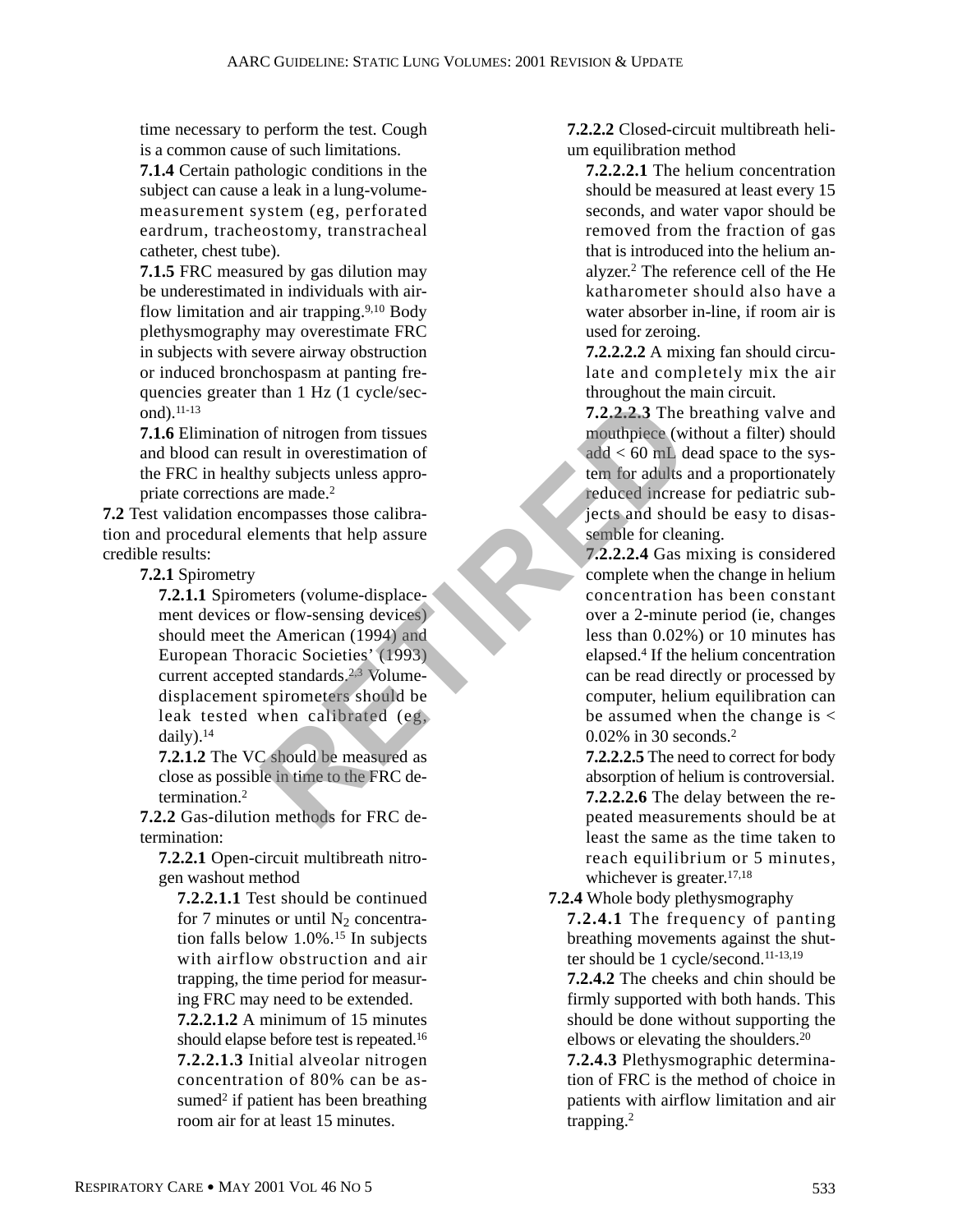time necessary to perform the test. Cough is a common cause of such limitations.

**7.1.4** Certain pathologic conditions in the subject can cause a leak in a lung-volume-measurement system (eg, perforated eardrum, tracheostomy, transtracheal catheter, chest tube).

**7.1.5** FRC measured by gas dilution may be underestimated in individuals with airflow limitation and air trapping.[9,10] Body plethysmography may overestimate FRC in subjects with severe airway obstruction or induced bronchospasm at panting frequencies greater than 1 Hz (1 cycle/second).[11-13]

**7.1.6** Elimination of nitrogen from tissues and blood can result in overestimation of the FRC in healthy subjects unless appropriate corrections are made.[2]

**7.2** Test validation encompasses those calibration and procedural elements that help assure credible results:

**7.2.1** Spirometry

**7.2.1.1** Spirometers (volume-displacement devices or flow-sensing devices) should meet the American (1994) and European Thoracic Societies' (1993) current accepted standards.[2,3] Volume-displacement spirometers should be leak tested when calibrated (eg, daily).[14]

**7.2.1.2** The VC should be measured as close as possible in time to the FRC determination.[2]

**7.2.2** Gas-dilution methods for FRC determination:

**7.2.2.1** Open-circuit multibreath nitrogen washout method

**7.2.2.1.1** Test should be continued for 7 minutes or until $N_2$ concentration falls below 1.0%.[15] In subjects with airflow obstruction and air trapping, the time period for measuring FRC may need to be extended.

**7.2.2.1.2** A minimum of 15 minutes should elapse before test is repeated.[16]

**7.2.2.1.3** Initial alveolar nitrogen concentration of 80% can be assumed[2] if patient has been breathing room air for at least 15 minutes.

**7.2.2.2** Closed-circuit multibreath helium equilibration method

**7.2.2.2.1** The helium concentration should be measured at least every 15 seconds, and water vapor should be removed from the fraction of gas that is introduced into the helium analyzer.[2] The reference cell of the He katharometer should also have a water absorber in-line, if room air is used for zeroing.

**7.2.2.2.2** A mixing fan should circulate and completely mix the air throughout the main circuit.

**7.2.2.2.3** The breathing valve and mouthpiece (without a filter) should add < 60 mL dead space to the system for adults and a proportionately reduced increase for pediatric subjects and should be easy to disassemble for cleaning.

**7.2.2.2.4** Gas mixing is considered complete when the change in helium concentration has been constant over a 2-minute period (ie, changes less than 0.02%) or 10 minutes has elapsed.[4] If the helium concentration can be read directly or processed by computer, helium equilibration can be assumed when the change is < 0.02% in 30 seconds.[2]

**7.2.2.2.5** The need to correct for body absorption of helium is controversial.

**7.2.2.2.6** The delay between the repeated measurements should be at least the same as the time taken to reach equilibrium or 5 minutes, whichever is greater.[17,18]

**7.2.4** Whole body plethysmography

**7.2.4.1** The frequency of panting breathing movements against the shutter should be 1 cycle/second.[11-13,19]

**7.2.4.2** The cheeks and chin should be firmly supported with both hands. This should be done without supporting the elbows or elevating the shoulders.[20]

**7.2.4.3** Plethysmographic determination of FRC is the method of choice in patients with airflow limitation and air trapping.[2]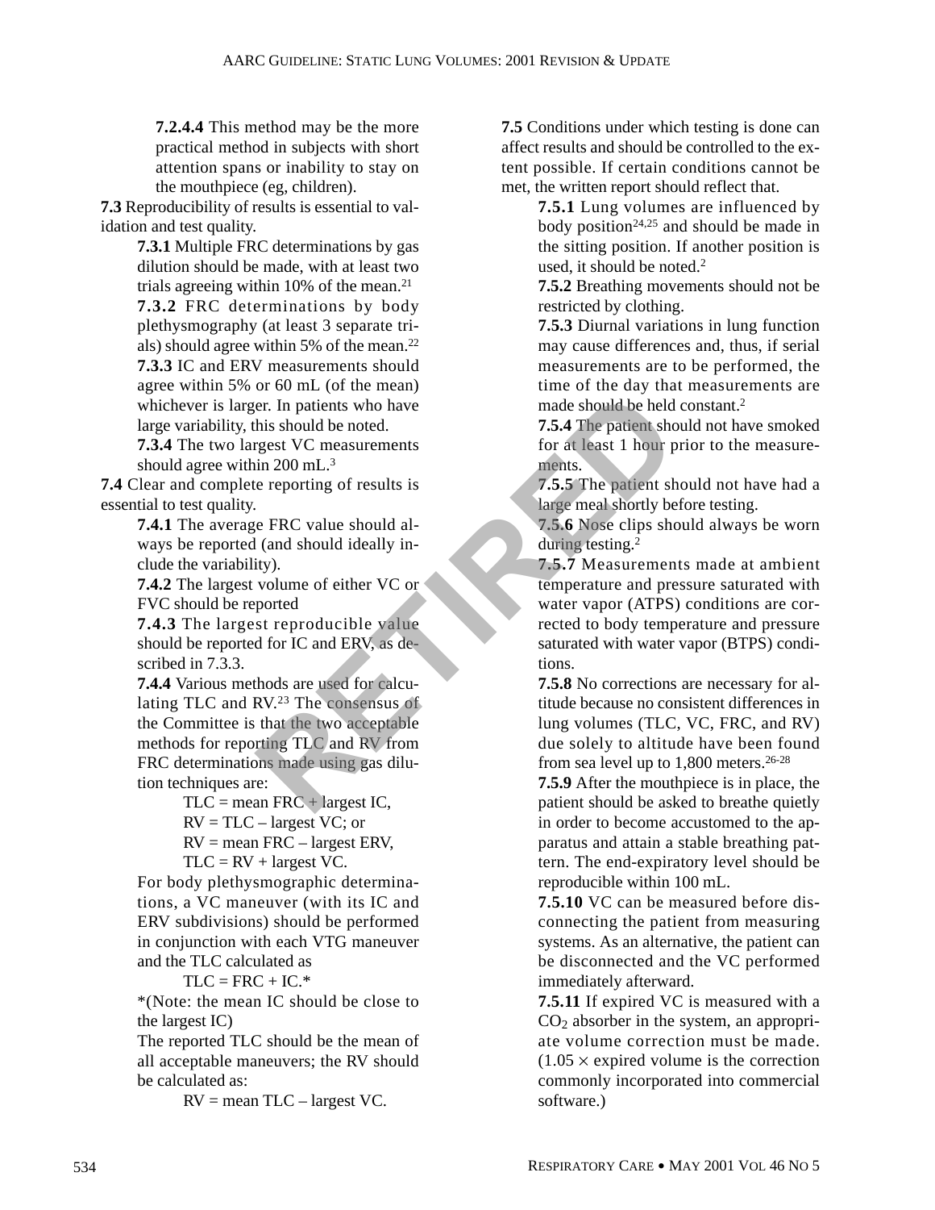**7.2.4.4** This method may be the more practical method in subjects with short attention spans or inability to stay on the mouthpiece (eg, children).

**7.3** Reproducibility of results is essential to validation and test quality.

**7.3.1** Multiple FRC determinations by gas dilution should be made, with at least two trials agreeing within 10% of the mean.[21]

**7.3.2** FRC determinations by body plethysmography (at least 3 separate trials) should agree within 5% of the mean.[22]

**7.3.3** IC and ERV measurements should agree within 5% or 60 mL (of the mean) whichever is larger. In patients who have large variability, this should be noted.

**7.3.4** The two largest VC measurements should agree within 200 mL.[3]

**7.4** Clear and complete reporting of results is essential to test quality.

**7.4.1** The average FRC value should always be reported (and should ideally include the variability).

**7.4.2** The largest volume of either VC or FVC should be reported

**7.4.3** The largest reproducible value should be reported for IC and ERV, as described in 7.3.3.

**7.4.4** Various methods are used for calculating TLC and RV.[23] The consensus of the Committee is that the two acceptable methods for reporting TLC and RV from FRC determinations made using gas dilution techniques are:

TLC = mean FRC + largest IC,
RV = TLC – largest VC; or
RV = mean FRC – largest ERV,
TLC = RV + largest VC.

For body plethysmographic determinations, a VC maneuver (with its IC and ERV subdivisions) should be performed in conjunction with each VTG maneuver and the TLC calculated as

TLC = FRC + IC.*

*(Note: the mean IC should be close to the largest IC)

The reported TLC should be the mean of all acceptable maneuvers; the RV should be calculated as:

RV = mean TLC – largest VC.

**7.5** Conditions under which testing is done can affect results and should be controlled to the extent possible. If certain conditions cannot be met, the written report should reflect that.

**7.5.1** Lung volumes are influenced by body position[24,25] and should be made in the sitting position. If another position is used, it should be noted.[2]

**7.5.2** Breathing movements should not be restricted by clothing.

**7.5.3** Diurnal variations in lung function may cause differences and, thus, if serial measurements are to be performed, the time of the day that measurements are made should be held constant.[2]

**7.5.4** The patient should not have smoked for at least 1 hour prior to the measurements.

**7.5.5** The patient should not have had a large meal shortly before testing.

**7.5.6** Nose clips should always be worn during testing.[2]

**7.5.7** Measurements made at ambient temperature and pressure saturated with water vapor (ATPS) conditions are corrected to body temperature and pressure saturated with water vapor (BTPS) conditions.

**7.5.8** No corrections are necessary for altitude because no consistent differences in lung volumes (TLC, VC, FRC, and RV) due solely to altitude have been found from sea level up to 1,800 meters.[26-28]

**7.5.9** After the mouthpiece is in place, the patient should be asked to breathe quietly in order to become accustomed to the apparatus and attain a stable breathing pattern. The end-expiratory level should be reproducible within 100 mL.

**7.5.10** VC can be measured before disconnecting the patient from measuring systems. As an alternative, the patient can be disconnected and the VC performed immediately afterward.

**7.5.11** If expired VC is measured with a $CO_2$ absorber in the system, an appropriate volume correction must be made. ($1.05 \times$ expired volume is the correction commonly incorporated into commercial software.)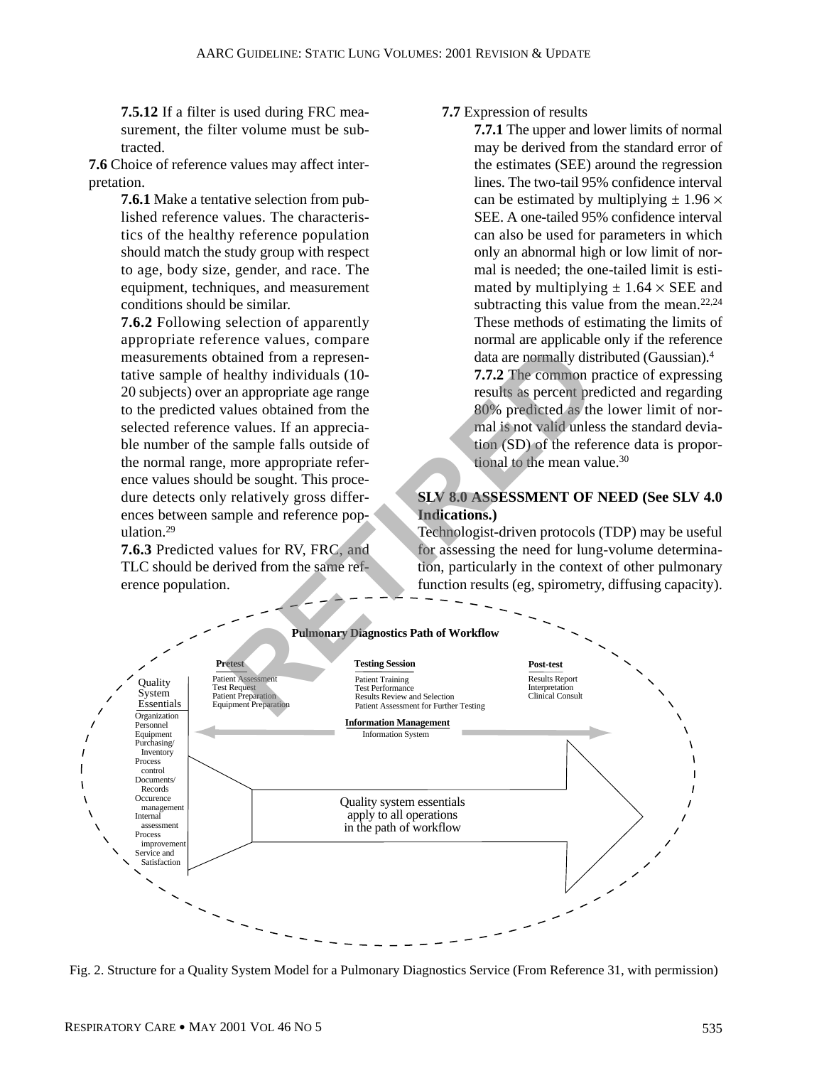**7.5.12** If a filter is used during FRC measurement, the filter volume must be subtracted.

**7.6** Choice of reference values may affect interpretation.

**7.6.1** Make a tentative selection from published reference values. The characteristics of the healthy reference population should match the study group with respect to age, body size, gender, and race. The equipment, techniques, and measurement conditions should be similar.

**7.6.2** Following selection of apparently appropriate reference values, compare measurements obtained from a representative sample of healthy individuals (10-20 subjects) over an appropriate age range to the predicted values obtained from the selected reference values. If an appreciable number of the sample falls outside of the normal range, more appropriate reference values should be sought. This procedure detects only relatively gross differences between sample and reference population.[29]

**7.6.3** Predicted values for RV, FRC, and TLC should be derived from the same reference population.

**7.7** Expression of results

**7.7.1** The upper and lower limits of normal may be derived from the standard error of the estimates (SEE) around the regression lines. The two-tail 95% confidence interval can be estimated by multiplying $\pm 1.96 \times$ SEE. A one-tailed 95% confidence interval can also be used for parameters in which only an abnormal high or low limit of normal is needed; the one-tailed limit is estimated by multiplying $\pm 1.64 \times$ SEE and subtracting this value from the mean.[22,24] These methods of estimating the limits of normal are applicable only if the reference data are normally distributed (Gaussian).[4]

**7.7.2** The common practice of expressing results as percent predicted and regarding 80% predicted as the lower limit of normal is not valid unless the standard deviation (SD) of the reference data is proportional to the mean value.[30]

## SLV 8.0 ASSESSMENT OF NEED (See SLV 4.0 Indications.)

Technologist-driven protocols (TDP) may be useful for assessing the need for lung-volume determination, particularly in the context of other pulmonary function results (eg, spirometry, diffusing capacity).

**Pulmonary Diagnostics Path of Workflow**

**Pretest**
Patient Assessment
Test Request
Patient Preparation
Equipment Preparation

**Testing Session**
Patient Training
Test Performance
Results Review and Selection
Patient Assessment for Further Testing

**Post-test**
Results Report
Interpretation
Clinical Consult

**Information Management**
Information System

Quality System Essentials
Organization
Personnel
Equipment
Purchasing/Inventory
Process control
Documents/Records
Occurence management
Internal assessment
Process improvement
Service and Satisfaction

Quality system essentials apply to all operations in the path of workflow

Fig. 2. Structure for a Quality System Model for a Pulmonary Diagnostics Service (From Reference 31, with permission)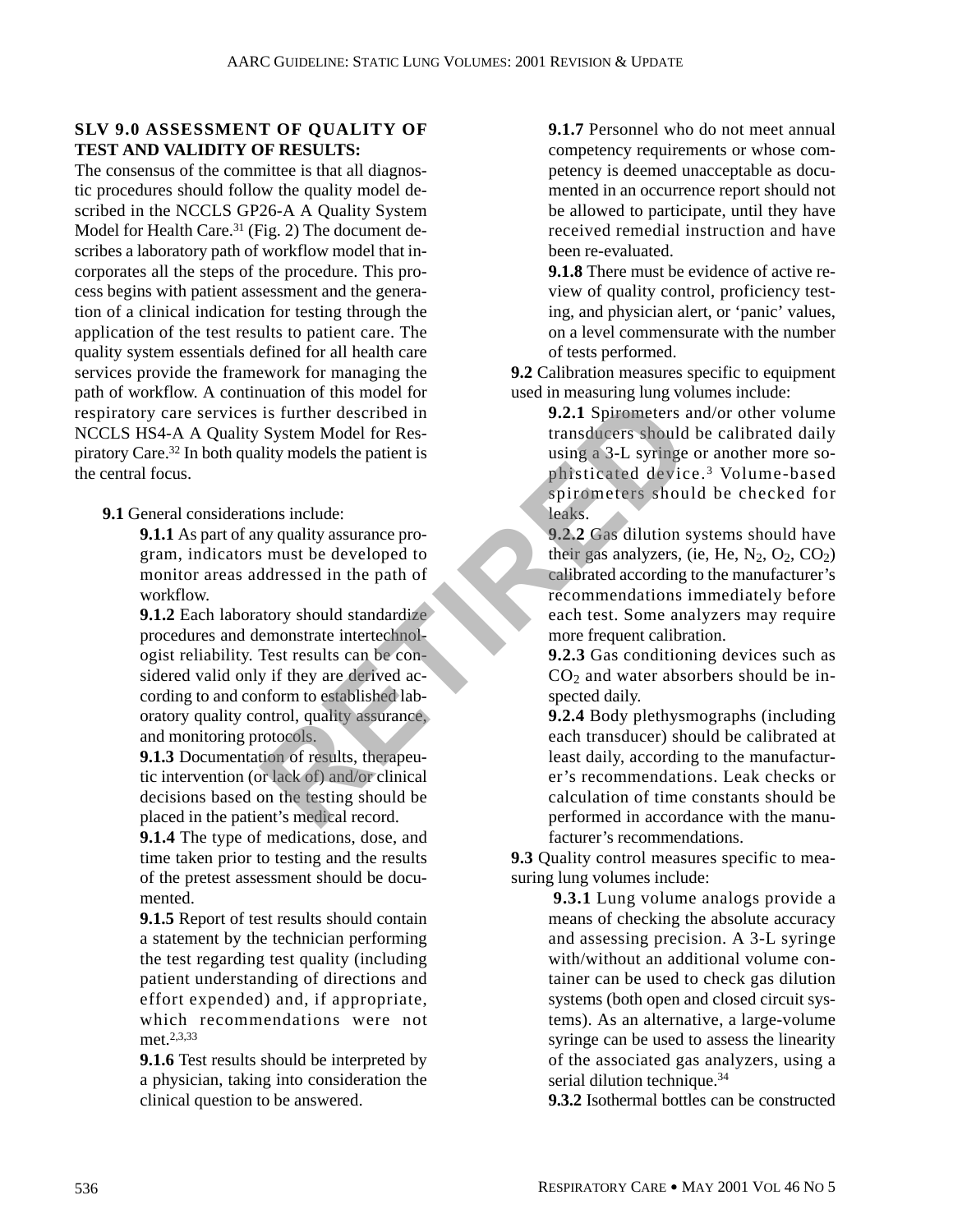### SLV 9.0 ASSESSMENT OF QUALITY OF TEST AND VALIDITY OF RESULTS:

The consensus of the committee is that all diagnostic procedures should follow the quality model described in the NCCLS GP26-A A Quality System Model for Health Care.[31] (Fig. 2) The document describes a laboratory path of workflow model that incorporates all the steps of the procedure. This process begins with patient assessment and the generation of a clinical indication for testing through the application of the test results to patient care. The quality system essentials defined for all health care services provide the framework for managing the path of workflow. A continuation of this model for respiratory care services is further described in NCCLS HS4-A A Quality System Model for Respiratory Care.[32] In both quality models the patient is the central focus.

**9.1** General considerations include:

**9.1.1** As part of any quality assurance program, indicators must be developed to monitor areas addressed in the path of workflow.

**9.1.2** Each laboratory should standardize procedures and demonstrate intertechnologist reliability. Test results can be considered valid only if they are derived according to and conform to established laboratory quality control, quality assurance, and monitoring protocols.

**9.1.3** Documentation of results, therapeutic intervention (or lack of) and/or clinical decisions based on the testing should be placed in the patient's medical record.

**9.1.4** The type of medications, dose, and time taken prior to testing and the results of the pretest assessment should be documented.

**9.1.5** Report of test results should contain a statement by the technician performing the test regarding test quality (including patient understanding of directions and effort expended) and, if appropriate, which recommendations were not met.[2,3,33]

**9.1.6** Test results should be interpreted by a physician, taking into consideration the clinical question to be answered.

**9.1.7** Personnel who do not meet annual competency requirements or whose competency is deemed unacceptable as documented in an occurrence report should not be allowed to participate, until they have received remedial instruction and have been re-evaluated.

**9.1.8** There must be evidence of active review of quality control, proficiency testing, and physician alert, or 'panic' values, on a level commensurate with the number of tests performed.

**9.2** Calibration measures specific to equipment used in measuring lung volumes include:

**9.2.1** Spirometers and/or other volume transducers should be calibrated daily using a 3-L syringe or another more sophisticated device.[3] Volume-based spirometers should be checked for leaks.

**9.2.2** Gas dilution systems should have their gas analyzers, (ie, He, $N_2$, $O_2$, $CO_2$) calibrated according to the manufacturer's recommendations immediately before each test. Some analyzers may require more frequent calibration.

**9.2.3** Gas conditioning devices such as $CO_2$ and water absorbers should be inspected daily.

**9.2.4** Body plethysmographs (including each transducer) should be calibrated at least daily, according to the manufacturer's recommendations. Leak checks or calculation of time constants should be performed in accordance with the manufacturer's recommendations.

**9.3** Quality control measures specific to measuring lung volumes include:

**9.3.1** Lung volume analogs provide a means of checking the absolute accuracy and assessing precision. A 3-L syringe with/without an additional volume container can be used to check gas dilution systems (both open and closed circuit systems). As an alternative, a large-volume syringe can be used to assess the linearity of the associated gas analyzers, using a serial dilution technique.[34]

**9.3.2** Isothermal bottles can be constructed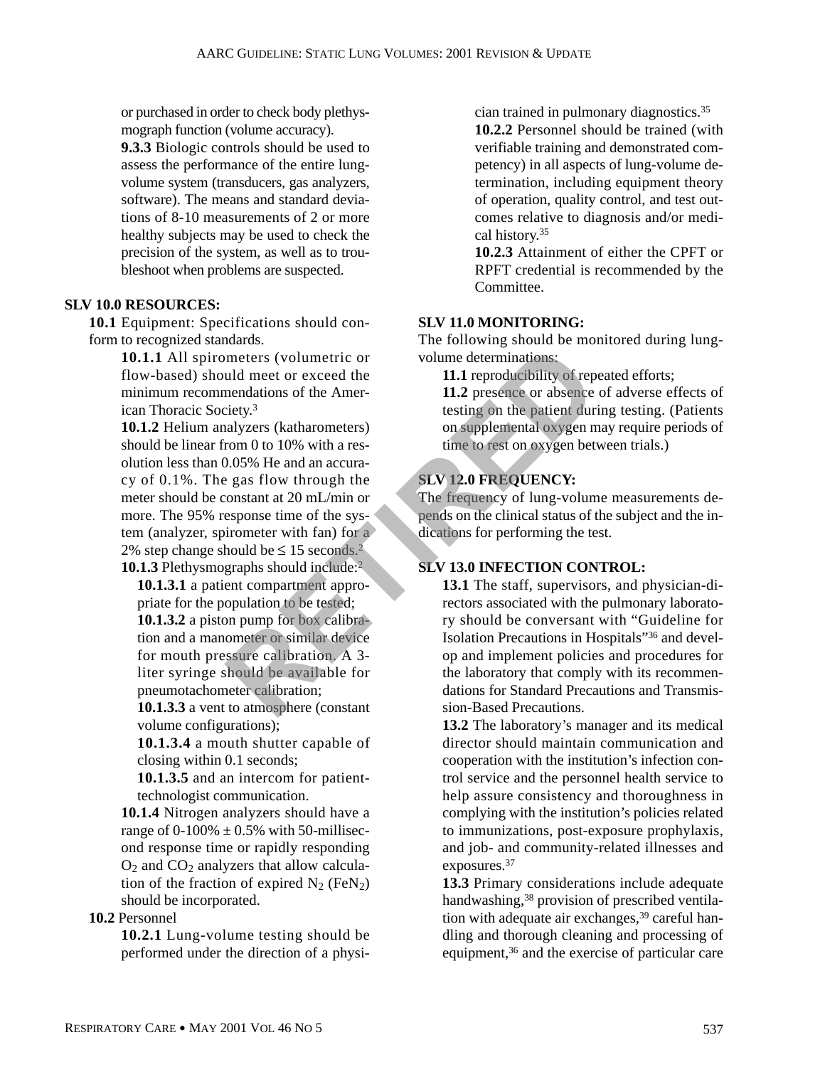or purchased in order to check body plethysmograph function (volume accuracy).

**9.3.3** Biologic controls should be used to assess the performance of the entire lung-volume system (transducers, gas analyzers, software). The means and standard deviations of 8-10 measurements of 2 or more healthy subjects may be used to check the precision of the system, as well as to troubleshoot when problems are suspected.

## SLV 10.0 RESOURCES:

**10.1** Equipment: Specifications should conform to recognized standards.

**10.1.1** All spirometers (volumetric or flow-based) should meet or exceed the minimum recommendations of the American Thoracic Society.[3]

**10.1.2** Helium analyzers (katharometers) should be linear from 0 to 10% with a resolution less than 0.05% He and an accuracy of 0.1%. The gas flow through the meter should be constant at 20 mL/min or more. The 95% response time of the system (analyzer, spirometer with fan) for a 2% step change should be ≤ 15 seconds.[2]

**10.1.3** Plethysmographs should include:[2]

**10.1.3.1** a patient compartment appropriate for the population to be tested;

**10.1.3.2** a piston pump for box calibration and a manometer or similar device for mouth pressure calibration. A 3-liter syringe should be available for pneumotachometer calibration;

**10.1.3.3** a vent to atmosphere (constant volume configurations);

**10.1.3.4** a mouth shutter capable of closing within 0.1 seconds;

**10.1.3.5** and an intercom for patient-technologist communication.

**10.1.4** Nitrogen analyzers should have a range of 0-100% ± 0.5% with 50-millisecond response time or rapidly responding $O_2$ and $CO_2$ analyzers that allow calculation of the fraction of expired $N_2$ ($FeN_2$) should be incorporated.

**10.2** Personnel

**10.2.1** Lung-volume testing should be performed under the direction of a physician trained in pulmonary diagnostics.[35]

**10.2.2** Personnel should be trained (with verifiable training and demonstrated competency) in all aspects of lung-volume determination, including equipment theory of operation, quality control, and test outcomes relative to diagnosis and/or medical history.[35]

**10.2.3** Attainment of either the CPFT or RPFT credential is recommended by the Committee.

## SLV 11.0 MONITORING:

The following should be monitored during lung-volume determinations:

**11.1** reproducibility of repeated efforts;

**11.2** presence or absence of adverse effects of testing on the patient during testing. (Patients on supplemental oxygen may require periods of time to rest on oxygen between trials.)

## SLV 12.0 FREQUENCY:

The frequency of lung-volume measurements depends on the clinical status of the subject and the indications for performing the test.

## SLV 13.0 INFECTION CONTROL:

**13.1** The staff, supervisors, and physician-directors associated with the pulmonary laboratory should be conversant with "Guideline for Isolation Precautions in Hospitals"[36] and develop and implement policies and procedures for the laboratory that comply with its recommendations for Standard Precautions and Transmission-Based Precautions.

**13.2** The laboratory's manager and its medical director should maintain communication and cooperation with the institution's infection control service and the personnel health service to help assure consistency and thoroughness in complying with the institution's policies related to immunizations, post-exposure prophylaxis, and job- and community-related illnesses and exposures.[37]

**13.3** Primary considerations include adequate handwashing,[38] provision of prescribed ventilation with adequate air exchanges,[39] careful handling and thorough cleaning and processing of equipment,[36] and the exercise of particular care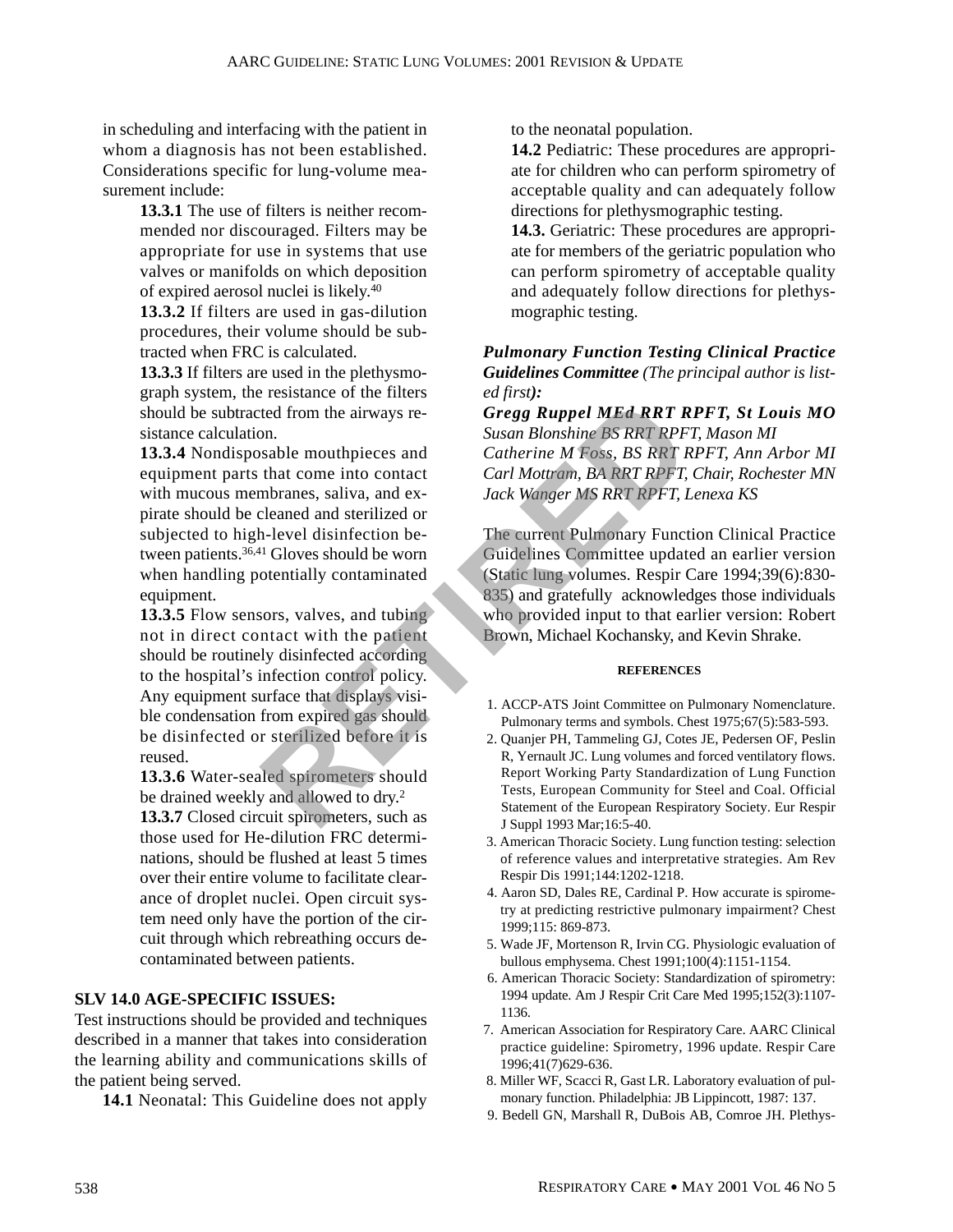in scheduling and interfacing with the patient in whom a diagnosis has not been established. Considerations specific for lung-volume measurement include:

**13.3.1** The use of filters is neither recommended nor discouraged. Filters may be appropriate for use in systems that use valves or manifolds on which deposition of expired aerosol nuclei is likely.[40]

**13.3.2** If filters are used in gas-dilution procedures, their volume should be subtracted when FRC is calculated.

**13.3.3** If filters are used in the plethysmograph system, the resistance of the filters should be subtracted from the airways resistance calculation.

**13.3.4** Nondisposable mouthpieces and equipment parts that come into contact with mucous membranes, saliva, and expirate should be cleaned and sterilized or subjected to high-level disinfection between patients.[36,41] Gloves should be worn when handling potentially contaminated equipment.

**13.3.5** Flow sensors, valves, and tubing not in direct contact with the patient should be routinely disinfected according to the hospital's infection control policy. Any equipment surface that displays visible condensation from expired gas should be disinfected or sterilized before it is reused.

**13.3.6** Water-sealed spirometers should be drained weekly and allowed to dry.[2]

**13.3.7** Closed circuit spirometers, such as those used for He-dilution FRC determinations, should be flushed at least 5 times over their entire volume to facilitate clearance of droplet nuclei. Open circuit system need only have the portion of the circuit through which rebreathing occurs decontaminated between patients.

## SLV 14.0 AGE-SPECIFIC ISSUES:

Test instructions should be provided and techniques described in a manner that takes into consideration the learning ability and communications skills of the patient being served.

**14.1** Neonatal: This Guideline does not apply to the neonatal population.

**14.2** Pediatric: These procedures are appropriate for children who can perform spirometry of acceptable quality and can adequately follow directions for plethysmographic testing.

**14.3.** Geriatric: These procedures are appropriate for members of the geriatric population who can perform spirometry of acceptable quality and adequately follow directions for plethysmographic testing.

***Pulmonary Function Testing Clinical Practice Guidelines Committee*** *(The principal author is listed first)***:**

***Gregg Ruppel MEd RRT RPFT, St Louis MO***
*Susan Blonshine BS RRT RPFT, Mason MI*
*Catherine M Foss, BS RRT RPFT, Ann Arbor MI*
*Carl Mottram, BA RRT RPFT, Chair, Rochester MN*
*Jack Wanger MS RRT RPFT, Lenexa KS*

The current Pulmonary Function Clinical Practice Guidelines Committee updated an earlier version (Static lung volumes. Respir Care 1994;39(6):830-835) and gratefully acknowledges those individuals who provided input to that earlier version: Robert Brown, Michael Kochansky, and Kevin Shrake.

RETIRED

### REFERENCES

1. ACCP-ATS Joint Committee on Pulmonary Nomenclature. Pulmonary terms and symbols. Chest 1975;67(5):583-593.
2. Quanjer PH, Tammeling GJ, Cotes JE, Pedersen OF, Peslin R, Yernault JC. Lung volumes and forced ventilatory flows. Report Working Party Standardization of Lung Function Tests, European Community for Steel and Coal. Official Statement of the European Respiratory Society. Eur Respir J Suppl 1993 Mar;16:5-40.
3. American Thoracic Society. Lung function testing: selection of reference values and interpretative strategies. Am Rev Respir Dis 1991;144:1202-1218.
4. Aaron SD, Dales RE, Cardinal P. How accurate is spirometry at predicting restrictive pulmonary impairment? Chest 1999;115: 869-873.
5. Wade JF, Mortenson R, Irvin CG. Physiologic evaluation of bullous emphysema. Chest 1991;100(4):1151-1154.
6. American Thoracic Society: Standardization of spirometry: 1994 update. Am J Respir Crit Care Med 1995;152(3):1107-1136.
7. American Association for Respiratory Care. AARC Clinical practice guideline: Spirometry, 1996 update. Respir Care 1996;41(7)629-636.
8. Miller WF, Scacci R, Gast LR. Laboratory evaluation of pulmonary function. Philadelphia: JB Lippincott, 1987: 137.
9. Bedell GN, Marshall R, DuBois AB, Comroe JH. Plethys-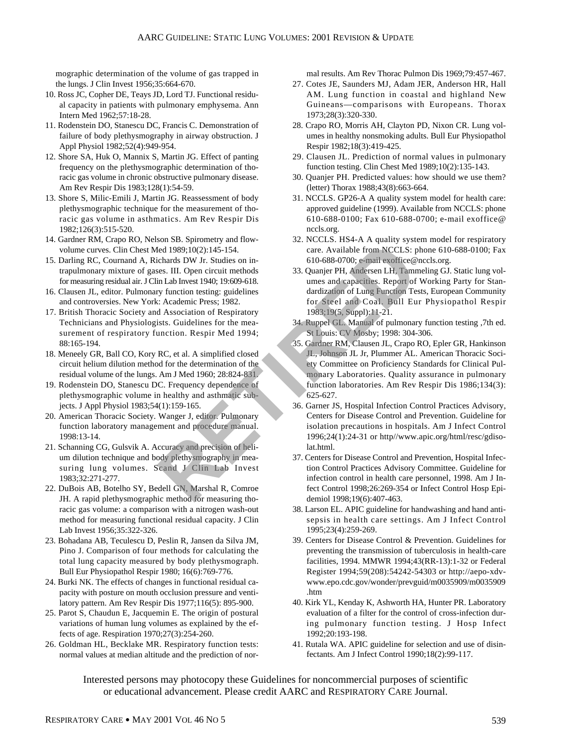mographic determination of the volume of gas trapped in the lungs. J Clin Invest 1956;35:664-670.

10. Ross JC, Copher DE, Teays JD, Lord TJ. Functional residual capacity in patients with pulmonary emphysema. Ann Intern Med 1962;57:18-28.
11. Rodenstein DO, Stanescu DC, Francis C. Demonstration of failure of body plethysmography in airway obstruction. J Appl Physiol 1982;52(4):949-954.
12. Shore SA, Huk O, Mannix S, Martin JG. Effect of panting frequency on the plethysmographic determination of thoracic gas volume in chronic obstructive pulmonary disease. Am Rev Respir Dis 1983;128(1):54-59.
13. Shore S, Milic-Emili J, Martin JG. Reassessment of body plethysmographic technique for the measurement of thoracic gas volume in asthmatics. Am Rev Respir Dis 1982;126(3):515-520.
14. Gardner RM, Crapo RO, Nelson SB. Spirometry and flow-volume curves. Clin Chest Med 1989;10(2):145-154.
15. Darling RC, Cournand A, Richards DW Jr. Studies on intrapulmonary mixture of gases. III. Open circuit methods for measuring residual air. J Clin Lab Invest 1940; 19:609-618.
16. Clausen JL, editor. Pulmonary function testing: guidelines and controversies. New York: Academic Press; 1982.
17. British Thoracic Society and Association of Respiratory Technicians and Physiologists. Guidelines for the measurement of respiratory function. Respir Med 1994; 88:165-194.
18. Meneely GR, Ball CO, Kory RC, et al. A simplified closed circuit helium dilution method for the determination of the residual volume of the lungs. Am J Med 1960; 28:824-831.
19. Rodenstein DO, Stanescu DC. Frequency dependence of plethysmographic volume in healthy and asthmatic subjects. J Appl Physiol 1983;54(1):159-165.
20. American Thoracic Society. Wanger J, editor. Pulmonary function laboratory management and procedure manual. 1998:13-14.
21. Schanning CG, Gulsvik A. Accuracy and precision of helium dilution technique and body plethysmography in measuring lung volumes. Scand J Clin Lab Invest 1983;32:271-277.
22. DuBois AB, Botelho SY, Bedell GN, Marshal R, Comroe JH. A rapid plethysmographic method for measuring thoracic gas volume: a comparison with a nitrogen wash-out method for measuring functional residual capacity. J Clin Lab Invest 1956;35:322-326.
23. Bohadana AB, Teculescu D, Peslin R, Jansen da Silva JM, Pino J. Comparison of four methods for calculating the total lung capacity measured by body plethysmograph. Bull Eur Physiopathol Respir 1980; 16(6):769-776.
24. Burki NK. The effects of changes in functional residual capacity with posture on mouth occlusion pressure and ventilatory pattern. Am Rev Respir Dis 1977;116(5): 895-900.
25. Parot S, Chaudun E, Jacquemin E. The origin of postural variations of human lung volumes as explained by the effects of age. Respiration 1970;27(3):254-260.
26. Goldman HL, Becklake MR. Respiratory function tests: normal values at median altitude and the prediction of normal results. Am Rev Thorac Pulmon Dis 1969;79:457-467.
27. Cotes JE, Saunders MJ, Adam JER, Anderson HR, Hall AM. Lung function in coastal and highland New Guineans—comparisons with Europeans. Thorax 1973;28(3):320-330.
28. Crapo RO, Morris AH, Clayton PD, Nixon CR. Lung volumes in healthy nonsmoking adults. Bull Eur Physiopathol Respir 1982;18(3):419-425.
29. Clausen JL. Prediction of normal values in pulmonary function testing. Clin Chest Med 1989;10(2):135-143.
30. Quanjer PH. Predicted values: how should we use them? (letter) Thorax 1988;43(8):663-664.
31. NCCLS. GP26-A A quality system model for health care: approved guideline (1999). Available from NCCLS: phone 610-688-0100; Fax 610-688-0700; e-mail exoffice@nccls.org.
32. NCCLS. HS4-A A quality system model for respiratory care. Available from NCCLS: phone 610-688-0100; Fax 610-688-0700; e-mail exoffice@nccls.org.
33. Quanjer PH, Andersen LH, Tammeling GJ. Static lung volumes and capacities. Report of Working Party for Standardization of Lung Function Tests, European Community for Steel and Coal. Bull Eur Physiopathol Respir 1983;19(5, Suppl):11-21.
34. Ruppel GL. Manual of pulmonary function testing ,7th ed. St Louis: CV Mosby; 1998: 304-306.
35. Gardner RM, Clausen JL, Crapo RO, Epler GR, Hankinson JL, Johnson JL Jr, Plummer AL. American Thoracic Society Committee on Proficiency Standards for Clinical Pulmonary Laboratories. Quality assurance in pulmonary function laboratories. Am Rev Respir Dis 1986;134(3): 625-627.
36. Garner JS, Hospital Infection Control Practices Advisory, Centers for Disease Control and Prevention. Guideline for isolation precautions in hospitals. Am J Infect Control 1996;24(1):24-31 or http//www.apic.org/html/resc/gdisolat.html.
37. Centers for Disease Control and Prevention, Hospital Infection Control Practices Advisory Committee. Guideline for infection control in health care personnel, 1998. Am J Infect Control 1998;26:269-354 or Infect Control Hosp Epidemiol 1998;19(6):407-463.
38. Larson EL. APIC guideline for handwashing and hand antisepsis in health care settings. Am J Infect Control 1995;23(4):259-269.
39. Centers for Disease Control & Prevention. Guidelines for preventing the transmission of tuberculosis in health-care facilities, 1994. MMWR 1994;43(RR-13):1-32 or Federal Register 1994;59(208):54242-54303 or http://aepo-xdv-www.epo.cdc.gov/wonder/prevguid/m0035909/m0035909.htm
40. Kirk YL, Kenday K, Ashworth HA, Hunter PR. Laboratory evaluation of a filter for the control of cross-infection during pulmonary function testing. J Hosp Infect 1992;20:193-198.
41. Rutala WA. APIC guideline for selection and use of disinfectants. Am J Infect Control 1990;18(2):99-117.

Interested persons may photocopy these Guidelines for noncommercial purposes of scientific or educational advancement. Please credit AARC and RESPIRATORY CARE Journal.